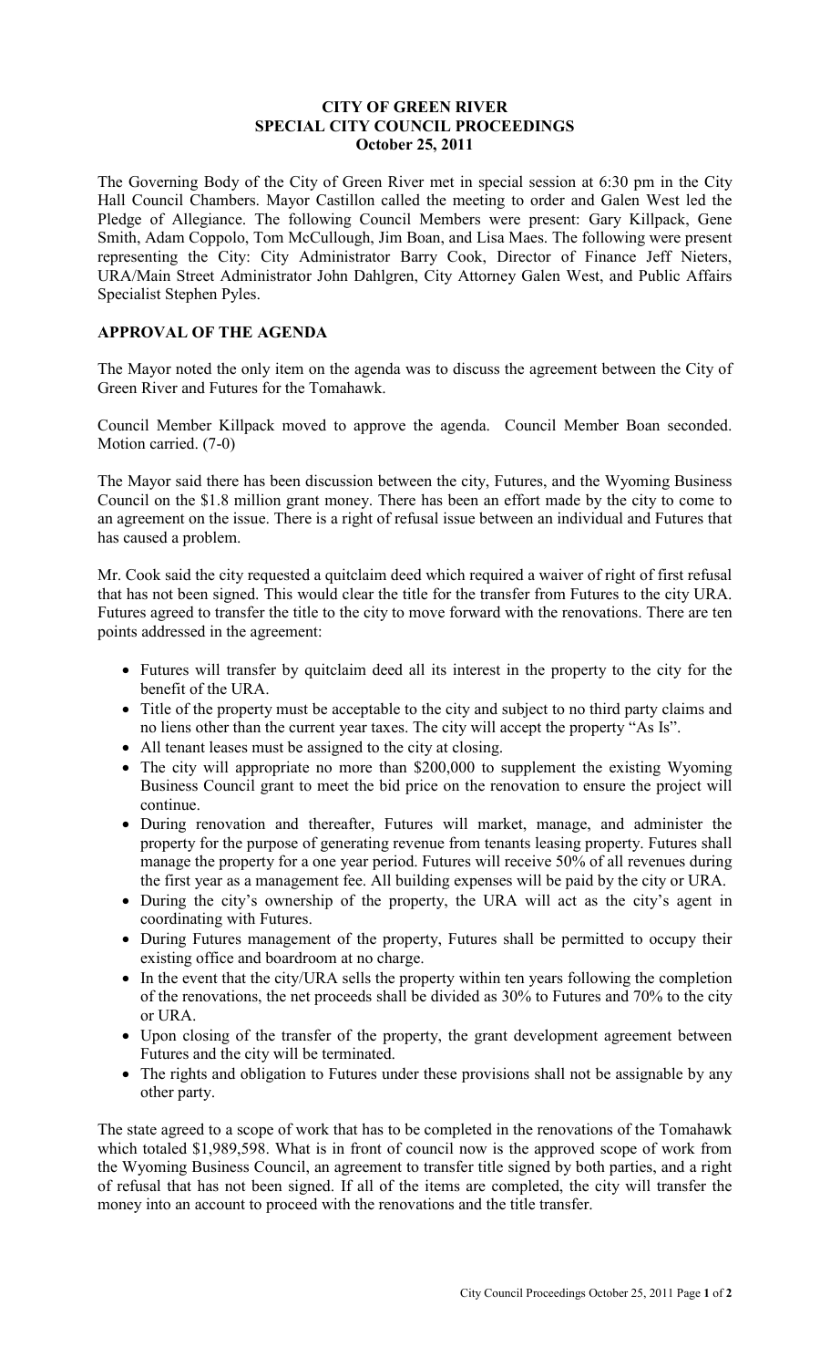# CITY OF GREEN RIVER
## SPECIAL CITY COUNCIL PROCEEDINGS
### October 25, 2011

The Governing Body of the City of Green River met in special session at 6:30 pm in the City Hall Council Chambers. Mayor Castillon called the meeting to order and Galen West led the Pledge of Allegiance. The following Council Members were present: Gary Killpack, Gene Smith, Adam Coppolo, Tom McCullough, Jim Boan, and Lisa Maes. The following were present representing the City: City Administrator Barry Cook, Director of Finance Jeff Nieters, URA/Main Street Administrator John Dahlgren, City Attorney Galen West, and Public Affairs Specialist Stephen Pyles.

## APPROVAL OF THE AGENDA

The Mayor noted the only item on the agenda was to discuss the agreement between the City of Green River and Futures for the Tomahawk.

Council Member Killpack moved to approve the agenda. Council Member Boan seconded. Motion carried. (7-0)

The Mayor said there has been discussion between the city, Futures, and the Wyoming Business Council on the $1.8 million grant money. There has been an effort made by the city to come to an agreement on the issue. There is a right of refusal issue between an individual and Futures that has caused a problem.

Mr. Cook said the city requested a quitclaim deed which required a waiver of right of first refusal that has not been signed. This would clear the title for the transfer from Futures to the city URA. Futures agreed to transfer the title to the city to move forward with the renovations. There are ten points addressed in the agreement:

- Futures will transfer by quitclaim deed all its interest in the property to the city for the benefit of the URA.
- Title of the property must be acceptable to the city and subject to no third party claims and no liens other than the current year taxes. The city will accept the property "As Is".
- All tenant leases must be assigned to the city at closing.
- The city will appropriate no more than $200,000 to supplement the existing Wyoming Business Council grant to meet the bid price on the renovation to ensure the project will continue.
- During renovation and thereafter, Futures will market, manage, and administer the property for the purpose of generating revenue from tenants leasing property. Futures shall manage the property for a one year period. Futures will receive 50% of all revenues during the first year as a management fee. All building expenses will be paid by the city or URA.
- During the city's ownership of the property, the URA will act as the city's agent in coordinating with Futures.
- During Futures management of the property, Futures shall be permitted to occupy their existing office and boardroom at no charge.
- In the event that the city/URA sells the property within ten years following the completion of the renovations, the net proceeds shall be divided as 30% to Futures and 70% to the city or URA.
- Upon closing of the transfer of the property, the grant development agreement between Futures and the city will be terminated.
- The rights and obligation to Futures under these provisions shall not be assignable by any other party.

The state agreed to a scope of work that has to be completed in the renovations of the Tomahawk which totaled $1,989,598. What is in front of council now is the approved scope of work from the Wyoming Business Council, an agreement to transfer title signed by both parties, and a right of refusal that has not been signed. If all of the items are completed, the city will transfer the money into an account to proceed with the renovations and the title transfer.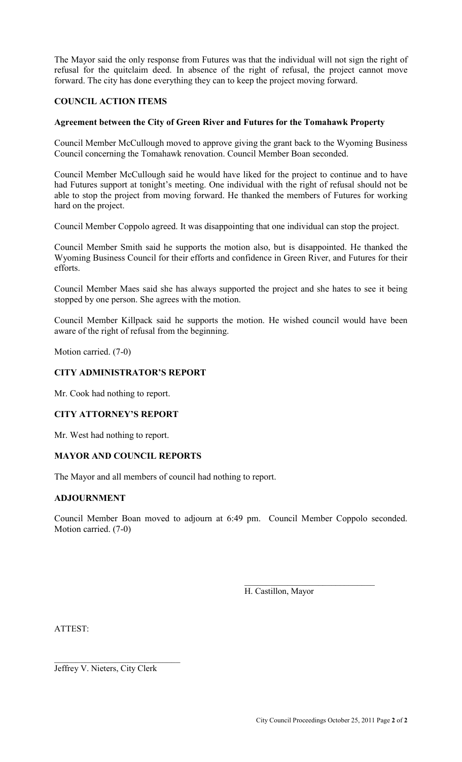The Mayor said the only response from Futures was that the individual will not sign the right of refusal for the quitclaim deed. In absence of the right of refusal, the project cannot move forward. The city has done everything they can to keep the project moving forward.

## COUNCIL ACTION ITEMS

### Agreement between the City of Green River and Futures for the Tomahawk Property

Council Member McCullough moved to approve giving the grant back to the Wyoming Business Council concerning the Tomahawk renovation. Council Member Boan seconded.

Council Member McCullough said he would have liked for the project to continue and to have had Futures support at tonight's meeting. One individual with the right of refusal should not be able to stop the project from moving forward. He thanked the members of Futures for working hard on the project.

Council Member Coppolo agreed. It was disappointing that one individual can stop the project.

Council Member Smith said he supports the motion also, but is disappointed. He thanked the Wyoming Business Council for their efforts and confidence in Green River, and Futures for their efforts.

Council Member Maes said she has always supported the project and she hates to see it being stopped by one person. She agrees with the motion.

Council Member Killpack said he supports the motion. He wished council would have been aware of the right of refusal from the beginning.

Motion carried. (7-0)

## CITY ADMINISTRATOR'S REPORT

Mr. Cook had nothing to report.

## CITY ATTORNEY'S REPORT

Mr. West had nothing to report.

## MAYOR AND COUNCIL REPORTS

The Mayor and all members of council had nothing to report.

## ADJOURNMENT

Council Member Boan moved to adjourn at 6:49 pm. Council Member Coppolo seconded. Motion carried. (7-0)

\_\_\_\_\_\_\_\_\_\_\_\_\_\_\_\_\_\_\_\_\_\_\_\_\_\_\_\_\_\_

H. Castillon, Mayor

ATTEST:

\_\_\_\_\_\_\_\_\_\_\_\_\_\_\_\_\_\_\_\_\_\_\_\_\_\_\_\_\_\_

Jeffrey V. Nieters, City Clerk